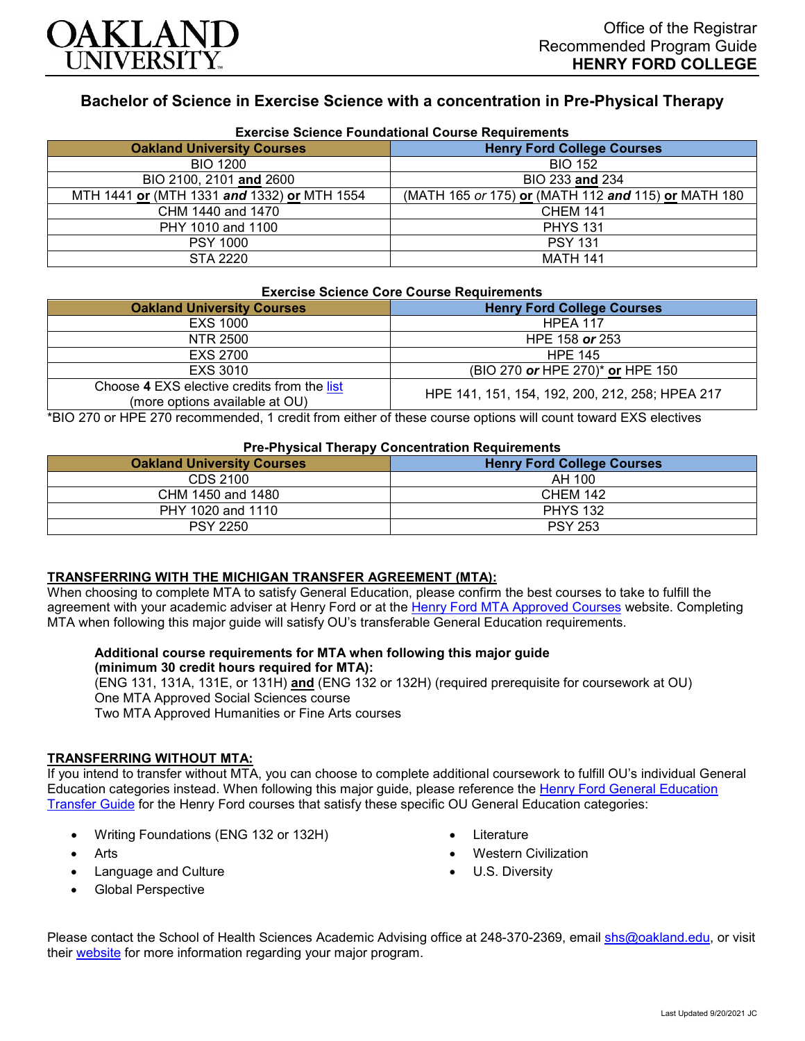OAKLAND UNIVERSITY

Office of the Registrar
Recommended Program Guide
**HENRY FORD COLLEGE**

## Bachelor of Science in Exercise Science with a concentration in Pre-Physical Therapy

### Exercise Science Foundational Course Requirements

| Oakland University Courses | Henry Ford College Courses |
|---|---|
| BIO 1200 | BIO 152 |
| BIO 2100, 2101 **and** 2600 | BIO 233 **and** 234 |
| MTH 1441 **or** (MTH 1331 ***and*** 1332) **or** MTH 1554 | (MATH 165 *or* 175) **or** (MATH 112 ***and*** 115) **or** MATH 180 |
| CHM 1440 and 1470 | CHEM 141 |
| PHY 1010 and 1100 | PHYS 131 |
| PSY 1000 | PSY 131 |
| STA 2220 | MATH 141 |

### Exercise Science Core Course Requirements

| Oakland University Courses | Henry Ford College Courses |
|---|---|
| EXS 1000 | HPEA 117 |
| NTR 2500 | HPE 158 ***or*** 253 |
| EXS 2700 | HPE 145 |
| EXS 3010 | (BIO 270 ***or*** HPE 270)* **or** HPE 150 |
| Choose **4** EXS elective credits from the list (more options available at OU) | HPE 141, 151, 154, 192, 200, 212, 258; HPEA 217 |

*BIO 270 or HPE 270 recommended, 1 credit from either of these course options will count toward EXS electives

### Pre-Physical Therapy Concentration Requirements

| Oakland University Courses | Henry Ford College Courses |
|---|---|
| CDS 2100 | AH 100 |
| CHM 1450 and 1480 | CHEM 142 |
| PHY 1020 and 1110 | PHYS 132 |
| PSY 2250 | PSY 253 |

**TRANSFERRING WITH THE MICHIGAN TRANSFER AGREEMENT (MTA):**
When choosing to complete MTA to satisfy General Education, please confirm the best courses to take to fulfill the agreement with your academic adviser at Henry Ford or at the Henry Ford MTA Approved Courses website. Completing MTA when following this major guide will satisfy OU's transferable General Education requirements.

**Additional course requirements for MTA when following this major guide (minimum 30 credit hours required for MTA):**
(ENG 131, 131A, 131E, or 131H) **and** (ENG 132 or 132H) (required prerequisite for coursework at OU)
One MTA Approved Social Sciences course
Two MTA Approved Humanities or Fine Arts courses

**TRANSFERRING WITHOUT MTA:**
If you intend to transfer without MTA, you can choose to complete additional coursework to fulfill OU's individual General Education categories instead. When following this major guide, please reference the Henry Ford General Education Transfer Guide for the Henry Ford courses that satisfy these specific OU General Education categories:

- Writing Foundations (ENG 132 or 132H)
- Arts
- Language and Culture
- Global Perspective
- Literature
- Western Civilization
- U.S. Diversity

Please contact the School of Health Sciences Academic Advising office at 248-370-2369, email shs@oakland.edu, or visit their website for more information regarding your major program.

Last Updated 9/20/2021 JC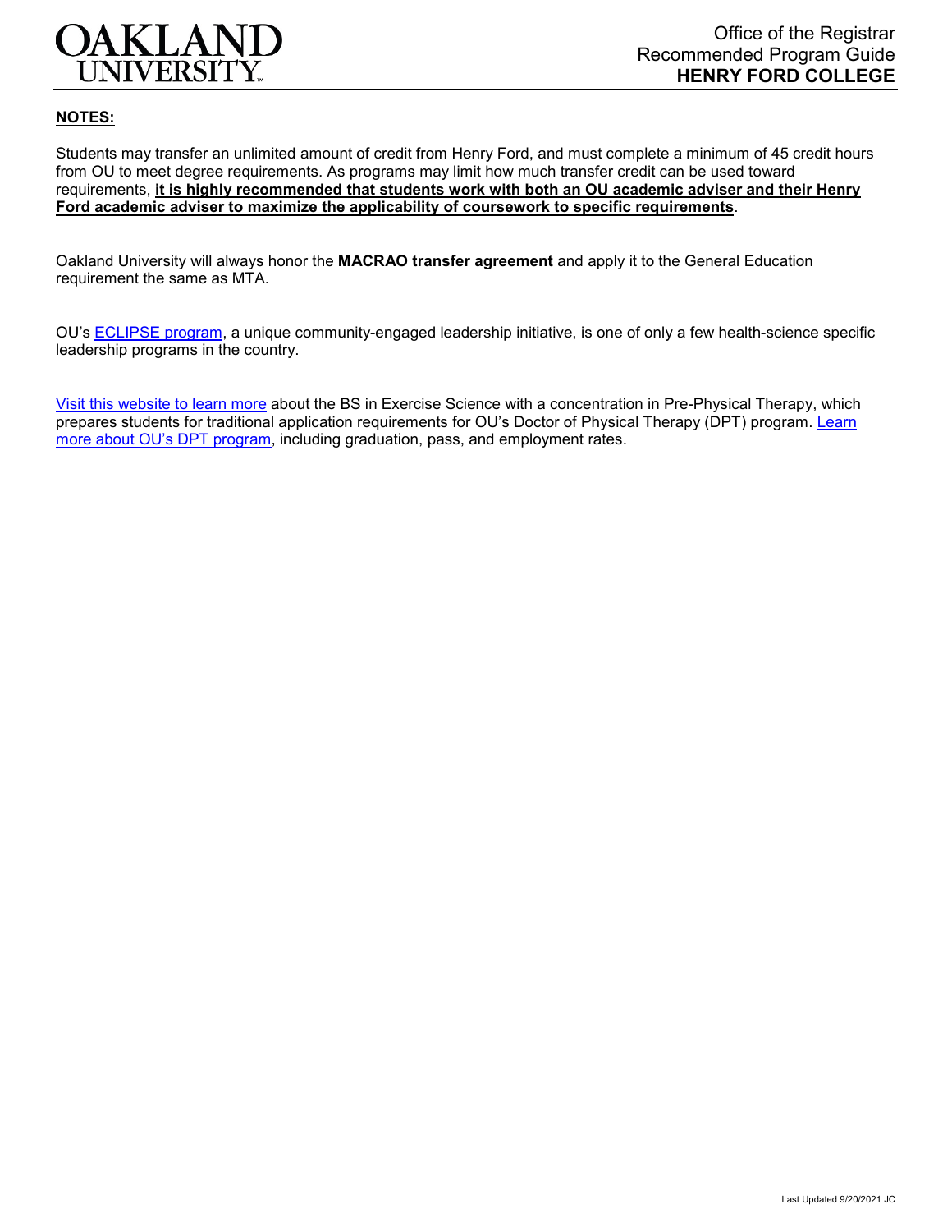**NOTES:**

Students may transfer an unlimited amount of credit from Henry Ford, and must complete a minimum of 45 credit hours from OU to meet degree requirements. As programs may limit how much transfer credit can be used toward requirements, **it is highly recommended that students work with both an OU academic adviser and their Henry Ford academic adviser to maximize the applicability of coursework to specific requirements**.

Oakland University will always honor the **MACRAO transfer agreement** and apply it to the General Education requirement the same as MTA.

OU's ECLIPSE program, a unique community-engaged leadership initiative, is one of only a few health-science specific leadership programs in the country.

Visit this website to learn more about the BS in Exercise Science with a concentration in Pre-Physical Therapy, which prepares students for traditional application requirements for OU's Doctor of Physical Therapy (DPT) program. Learn more about OU's DPT program, including graduation, pass, and employment rates.

Last Updated 9/20/2021 JC